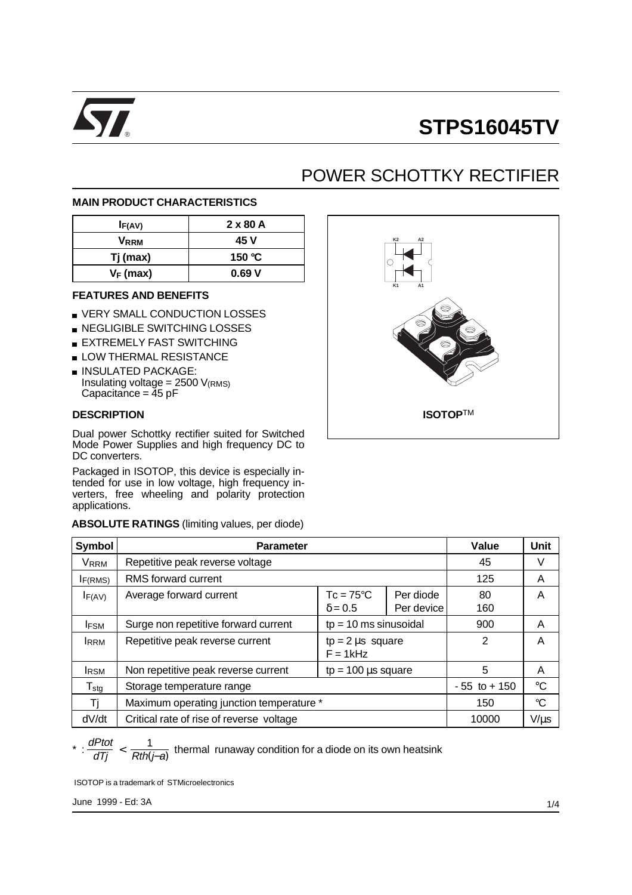# STPS16045TV

## POWER SCHOTTKY RECTIFIER

### MAIN PRODUCT CHARACTERISTICS

| $I_{F(AV)}$ | 2 x 80 A |
|---|---|
| $V_{RRM}$ | 45 V |
| Tj (max) | 150 °C |
| $V_F$ (max) | 0.69 V |

### FEATURES AND BENEFITS

- VERY SMALL CONDUCTION LOSSES
- NEGLIGIBLE SWITCHING LOSSES
- EXTREMELY FAST SWITCHING
- LOW THERMAL RESISTANCE
- INSULATED PACKAGE:
  Insulating voltage = 2500 $V_{(RMS)}$
  Capacitance = 45 pF

K2 A2

K1 A1

ISOTOP™

### DESCRIPTION

Dual power Schottky rectifier suited for Switched Mode Power Supplies and high frequency DC to DC converters.

Packaged in ISOTOP, this device is especially intended for use in low voltage, high frequency inverters, free wheeling and polarity protection applications.

**ABSOLUTE RATINGS** (limiting values, per diode)

| Symbol | Parameter | | | Value | Unit |
|---|---|---|---|---|---|
| $V_{RRM}$ | Repetitive peak reverse voltage | | | 45 | V |
| $I_{F(RMS)}$ | RMS forward current | | | 125 | A |
| $I_{F(AV)}$ | Average forward current | Tc = 75°C δ = 0.5 | Per diode<br>Per device | 80<br>160 | A |
| $I_{FSM}$ | Surge non repetitive forward current | tp = 10 ms sinusoidal | | 900 | A |
| $I_{RRM}$ | Repetitive peak reverse current | tp = 2 µs square F = 1kHz | | 2 | A |
| $I_{RSM}$ | Non repetitive peak reverse current | tp = 100 µs square | | 5 | A |
| $T_{stg}$ | Storage temperature range | | | - 55 to + 150 | °C |
| Tj | Maximum operating junction temperature * | | | 150 | °C |
| dV/dt | Critical rate of rise of reverse voltage | | | 10000 | V/µs |

* : $\frac{dPtot}{dTj} < \frac{1}{Rth(j-a)}$ thermal runaway condition for a diode on its own heatsink

ISOTOP is a trademark of STMicroelectronics

June 1999 - Ed: 3A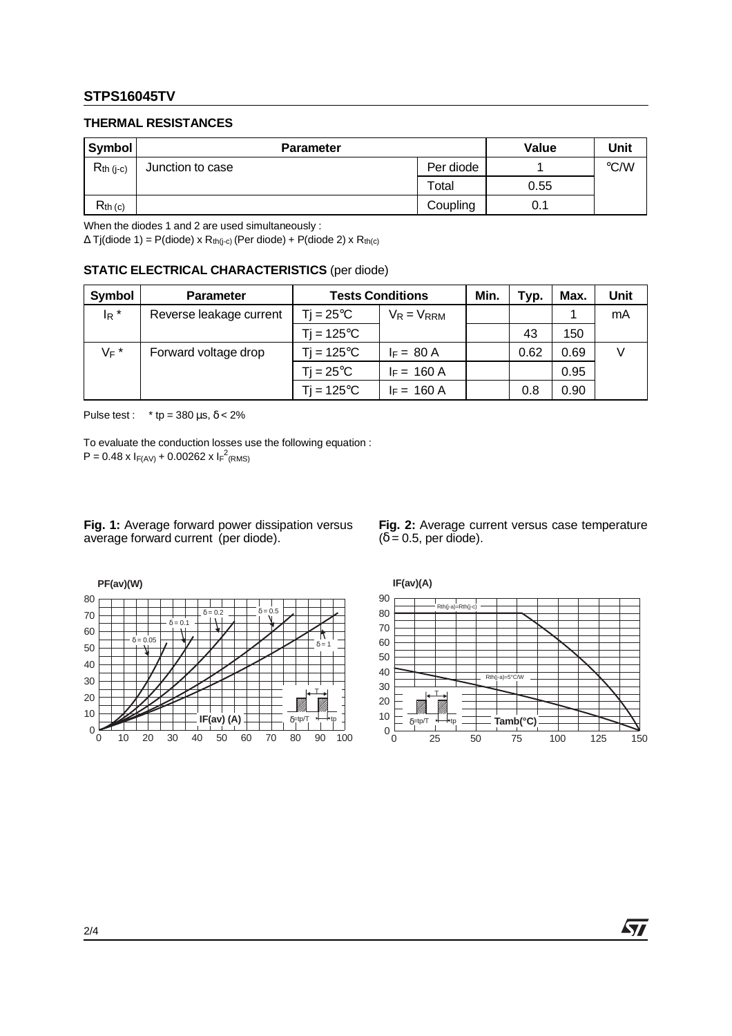## THERMAL RESISTANCES

| Symbol | Parameter | | Value | Unit |
|---|---|---|---|---|
| $R_{th\ (j-c)}$ | Junction to case | Per diode | 1 | °C/W |
| | | Total | 0.55 | |
| $R_{th\ (c)}$ | | Coupling | 0.1 | |

When the diodes 1 and 2 are used simultaneously :

$\Delta$ Tj(diode 1) = P(diode) x $R_{th(j-c)}$ (Per diode) + P(diode 2) x $R_{th(c)}$

## STATIC ELECTRICAL CHARACTERISTICS (per diode)

| Symbol | Parameter | Tests Conditions | | Min. | Typ. | Max. | Unit |
|---|---|---|---|---|---|---|---|
| $I_R$ * | Reverse leakage current | Tj = 25°C | $V_R = V_{RRM}$ | | | 1 | mA |
| | | Tj = 125°C | | | 43 | 150 | |
| $V_F$ * | Forward voltage drop | Tj = 125°C | $I_F$ = 80 A | | 0.62 | 0.69 | V |
| | | Tj = 25°C | $I_F$ = 160 A | | | 0.95 | |
| | | Tj = 125°C | $I_F$ = 160 A | | 0.8 | 0.90 | |

Pulse test : * tp = 380 µs, $\delta$ < 2%

To evaluate the conduction losses use the following equation :

$P = 0.48 \times I_{F(AV)} + 0.00262 \times I_F{}^2{}_{(RMS)}$

**Fig. 1:** Average forward power dissipation versus average forward current (per diode).

**Fig. 2:** Average current versus case temperature ($\delta$ = 0.5, per diode).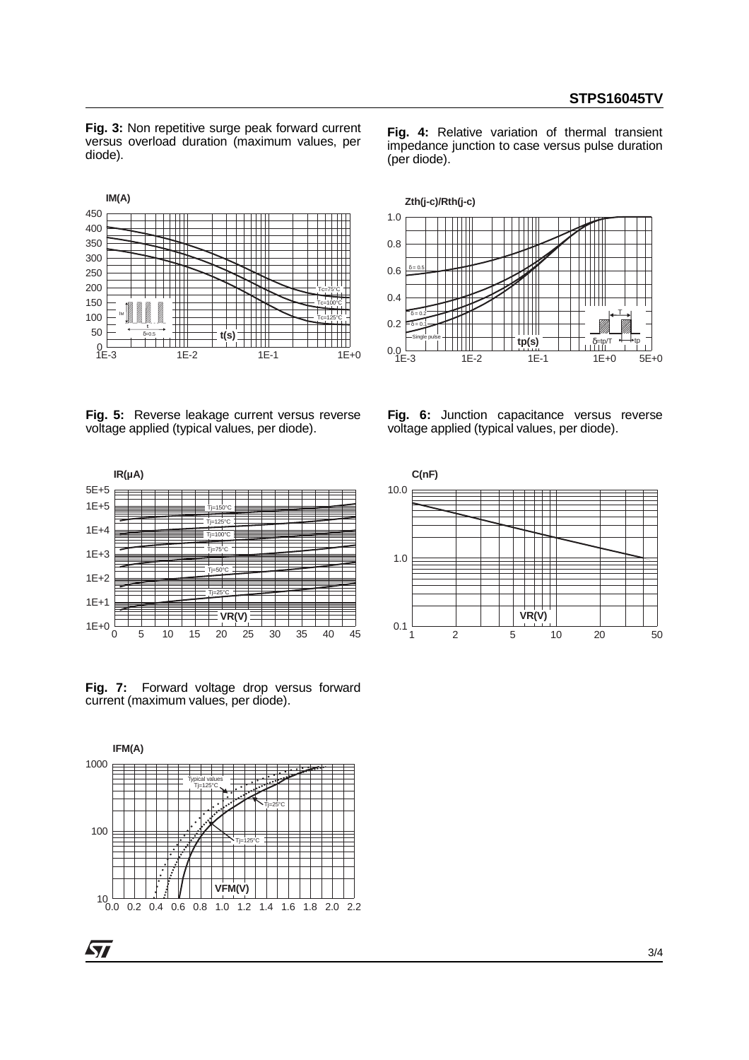**Fig. 3:** Non repetitive surge peak forward current versus overload duration (maximum values, per diode).

**Fig. 4:** Relative variation of thermal transient impedance junction to case versus pulse duration (per diode).

**Fig. 5:** Reverse leakage current versus reverse voltage applied (typical values, per diode).

**Fig. 6:** Junction capacitance versus reverse voltage applied (typical values, per diode).

**Fig. 7:** Forward voltage drop versus forward current (maximum values, per diode).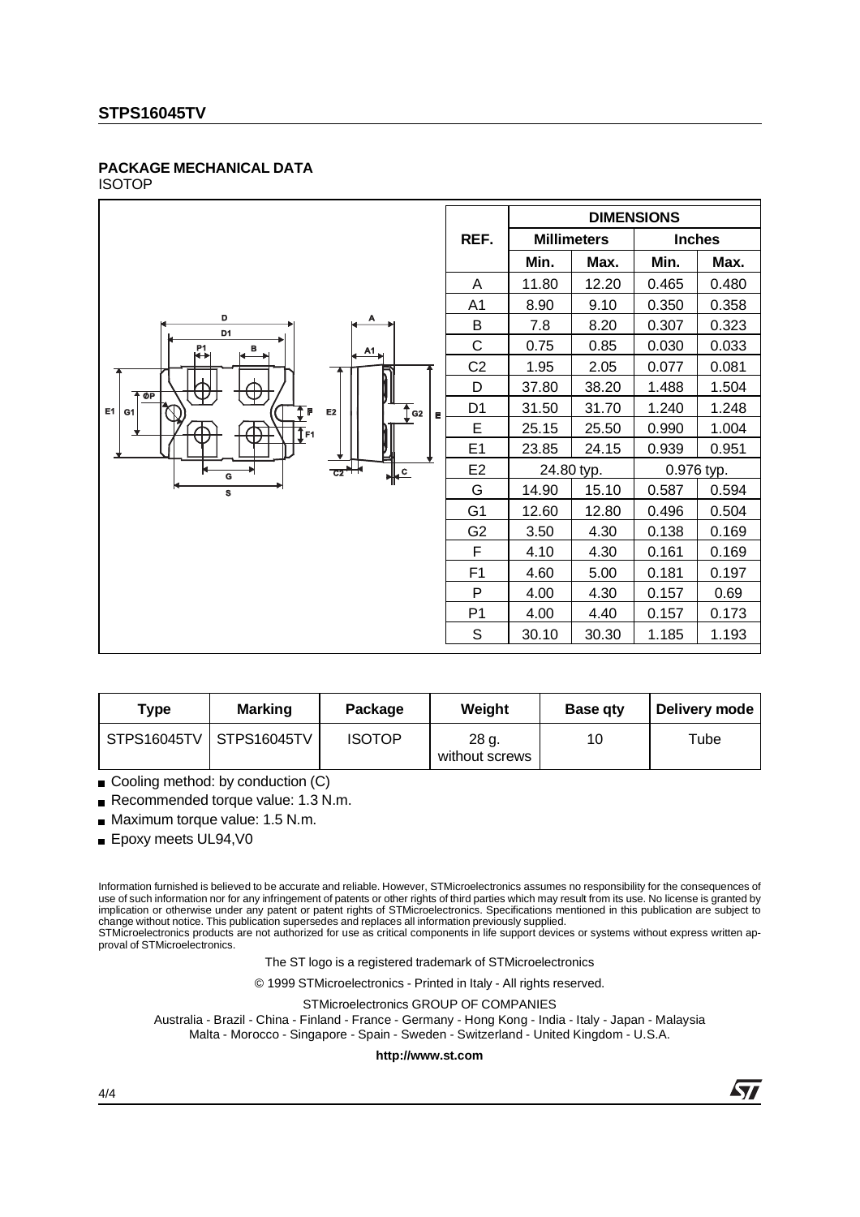## PACKAGE MECHANICAL DATA

ISOTOP

D
D1
P1
B
A
A1
ØP
E1
G1
F
E2
G2
E
F1
G
S
C2
C

| REF. | DIMENSIONS | | | |
|---|---|---|---|---|
| | Millimeters | | Inches | |
| | Min. | Max. | Min. | Max. |
| A | 11.80 | 12.20 | 0.465 | 0.480 |
| A1 | 8.90 | 9.10 | 0.350 | 0.358 |
| B | 7.8 | 8.20 | 0.307 | 0.323 |
| C | 0.75 | 0.85 | 0.030 | 0.033 |
| C2 | 1.95 | 2.05 | 0.077 | 0.081 |
| D | 37.80 | 38.20 | 1.488 | 1.504 |
| D1 | 31.50 | 31.70 | 1.240 | 1.248 |
| E | 25.15 | 25.50 | 0.990 | 1.004 |
| E1 | 23.85 | 24.15 | 0.939 | 0.951 |
| E2 | 24.80 typ. | | 0.976 typ. | |
| G | 14.90 | 15.10 | 0.587 | 0.594 |
| G1 | 12.60 | 12.80 | 0.496 | 0.504 |
| G2 | 3.50 | 4.30 | 0.138 | 0.169 |
| F | 4.10 | 4.30 | 0.161 | 0.169 |
| F1 | 4.60 | 5.00 | 0.181 | 0.197 |
| P | 4.00 | 4.30 | 0.157 | 0.69 |
| P1 | 4.00 | 4.40 | 0.157 | 0.173 |
| S | 30.10 | 30.30 | 1.185 | 1.193 |

| Type | Marking | Package | Weight | Base qty | Delivery mode |
|---|---|---|---|---|---|
| STPS16045TV | STPS16045TV | ISOTOP | 28 g. without screws | 10 | Tube |

- Cooling method: by conduction (C)
- Recommended torque value: 1.3 N.m.
- Maximum torque value: 1.5 N.m.
- Epoxy meets UL94,V0

Information furnished is believed to be accurate and reliable. However, STMicroelectronics assumes no responsibility for the consequences of use of such information nor for any infringement of patents or other rights of third parties which may result from its use. No license is granted by implication or otherwise under any patent or patent rights of STMicroelectronics. Specifications mentioned in this publication are subject to change without notice. This publication supersedes and replaces all information previously supplied.
STMicroelectronics products are not authorized for use as critical components in life support devices or systems without express written approval of STMicroelectronics.

The ST logo is a registered trademark of STMicroelectronics

© 1999 STMicroelectronics - Printed in Italy - All rights reserved.

STMicroelectronics GROUP OF COMPANIES

Australia - Brazil - China - Finland - France - Germany - Hong Kong - India - Italy - Japan - Malaysia
Malta - Morocco - Singapore - Spain - Sweden - Switzerland - United Kingdom - U.S.A.

**http://www.st.com**